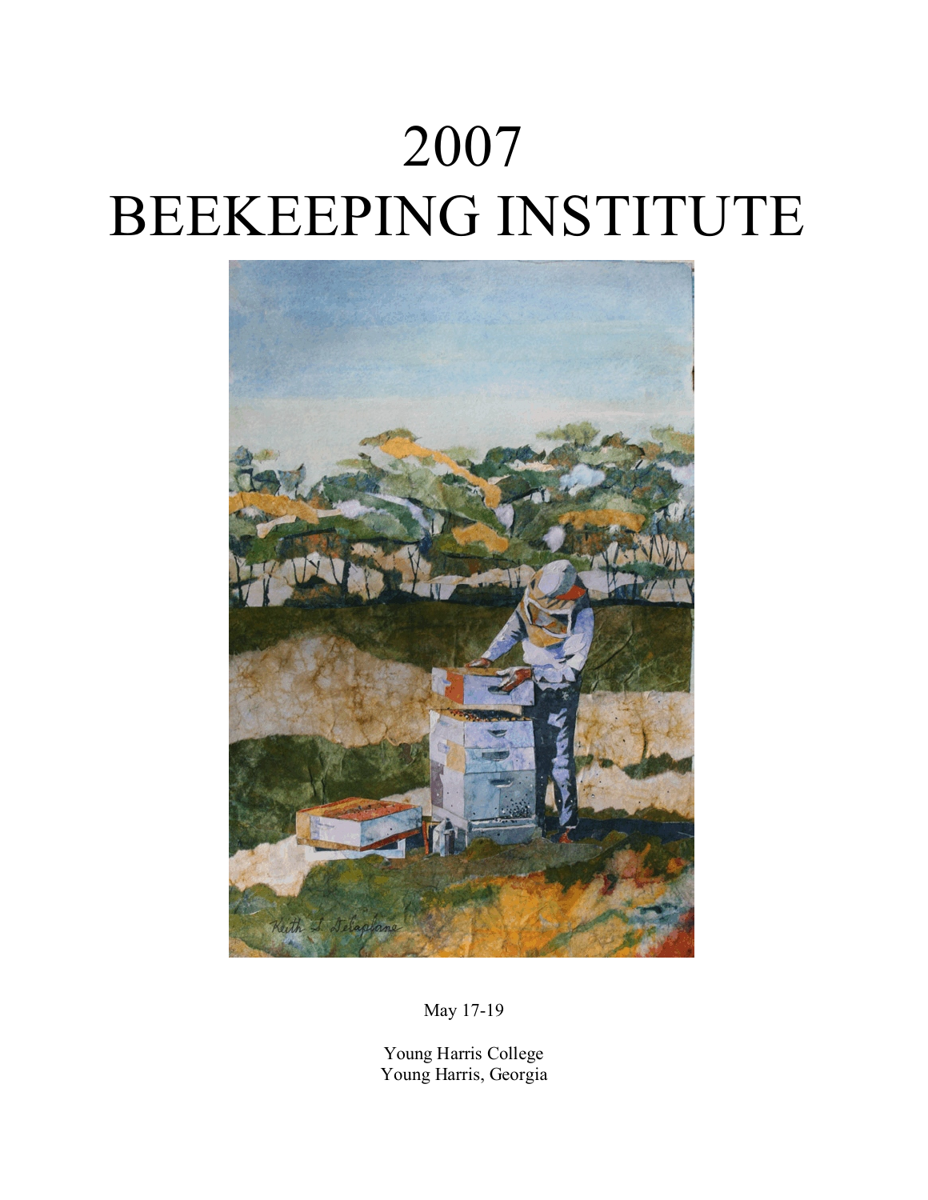# 2007
# BEEKEEPING INSTITUTE

May 17-19

Young Harris College
Young Harris, Georgia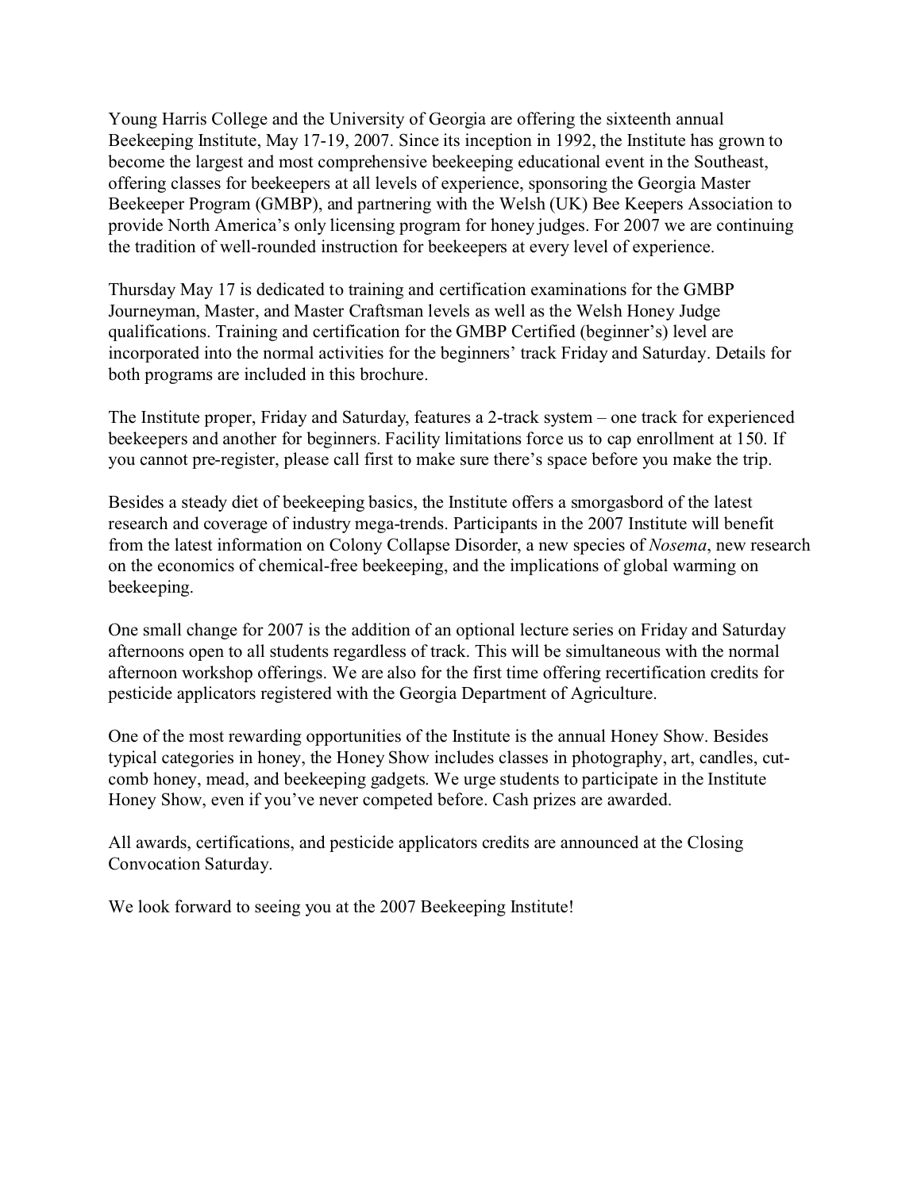Young Harris College and the University of Georgia are offering the sixteenth annual Beekeeping Institute, May 17-19, 2007. Since its inception in 1992, the Institute has grown to become the largest and most comprehensive beekeeping educational event in the Southeast, offering classes for beekeepers at all levels of experience, sponsoring the Georgia Master Beekeeper Program (GMBP), and partnering with the Welsh (UK) Bee Keepers Association to provide North America's only licensing program for honey judges. For 2007 we are continuing the tradition of well-rounded instruction for beekeepers at every level of experience.

Thursday May 17 is dedicated to training and certification examinations for the GMBP Journeyman, Master, and Master Craftsman levels as well as the Welsh Honey Judge qualifications. Training and certification for the GMBP Certified (beginner's) level are incorporated into the normal activities for the beginners' track Friday and Saturday. Details for both programs are included in this brochure.

The Institute proper, Friday and Saturday, features a 2-track system – one track for experienced beekeepers and another for beginners. Facility limitations force us to cap enrollment at 150. If you cannot pre-register, please call first to make sure there's space before you make the trip.

Besides a steady diet of beekeeping basics, the Institute offers a smorgasbord of the latest research and coverage of industry mega-trends. Participants in the 2007 Institute will benefit from the latest information on Colony Collapse Disorder, a new species of *Nosema*, new research on the economics of chemical-free beekeeping, and the implications of global warming on beekeeping.

One small change for 2007 is the addition of an optional lecture series on Friday and Saturday afternoons open to all students regardless of track. This will be simultaneous with the normal afternoon workshop offerings. We are also for the first time offering recertification credits for pesticide applicators registered with the Georgia Department of Agriculture.

One of the most rewarding opportunities of the Institute is the annual Honey Show. Besides typical categories in honey, the Honey Show includes classes in photography, art, candles, cut-comb honey, mead, and beekeeping gadgets. We urge students to participate in the Institute Honey Show, even if you've never competed before. Cash prizes are awarded.

All awards, certifications, and pesticide applicators credits are announced at the Closing Convocation Saturday.

We look forward to seeing you at the 2007 Beekeeping Institute!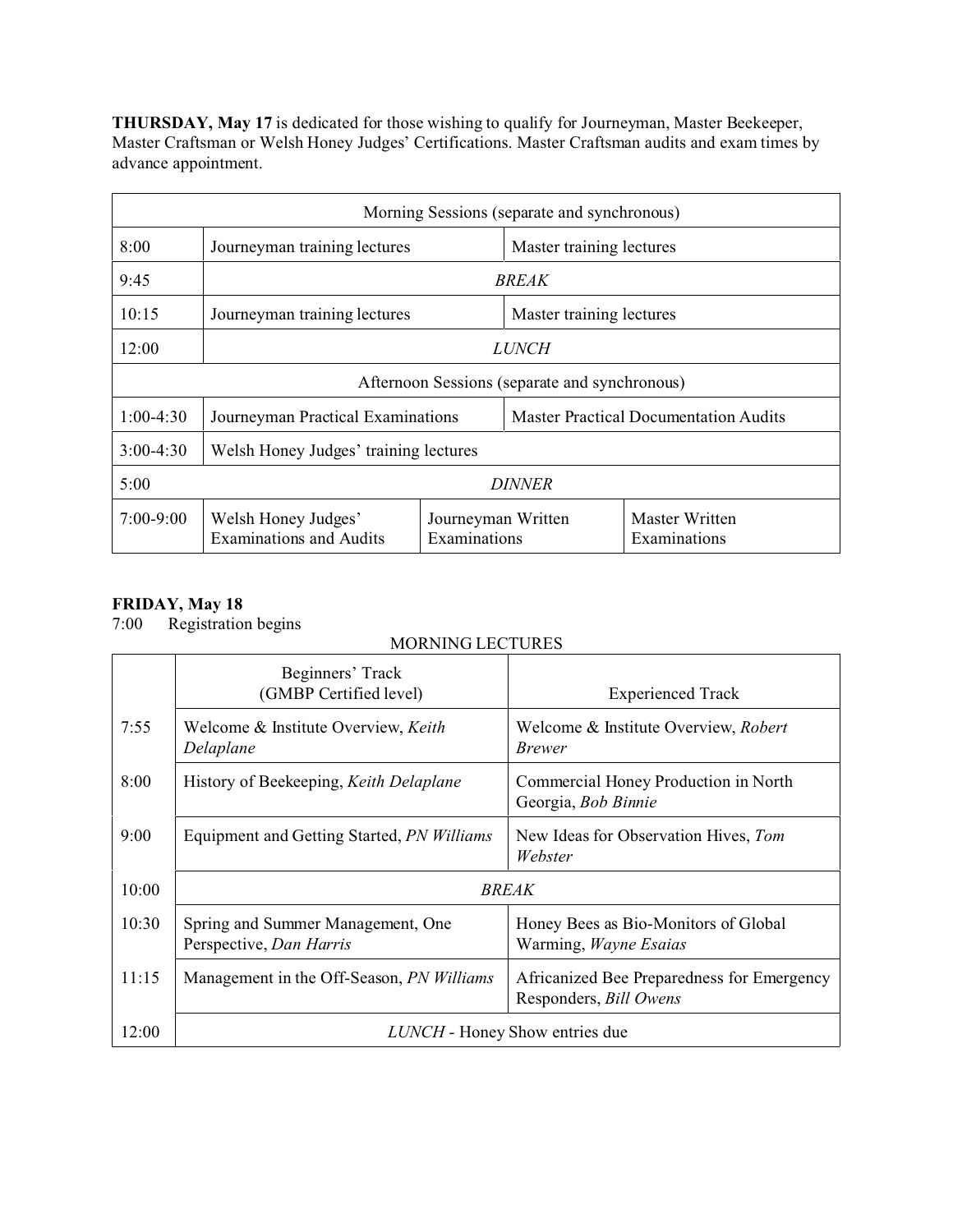**THURSDAY, May 17** is dedicated for those wishing to qualify for Journeyman, Master Beekeeper, Master Craftsman or Welsh Honey Judges' Certifications. Master Craftsman audits and exam times by advance appointment.

| Morning Sessions (separate and synchronous) | | | |
|---|---|---|---|
| 8:00 | Journeyman training lectures | | Master training lectures |
| 9:45 | *BREAK* | | |
| 10:15 | Journeyman training lectures | | Master training lectures |
| 12:00 | *LUNCH* | | |
| **Afternoon Sessions (separate and synchronous)** | | | |
| 1:00-4:30 | Journeyman Practical Examinations | | Master Practical Documentation Audits |
| 3:00-4:30 | Welsh Honey Judges' training lectures | | |
| 5:00 | *DINNER* | | |
| 7:00-9:00 | Welsh Honey Judges' Examinations and Audits | Journeyman Written Examinations | Master Written Examinations |

**FRIDAY, May 18**

7:00 Registration begins

MORNING LECTURES

| | Beginners' Track (GMBP Certified level) | Experienced Track |
|---|---|---|
| 7:55 | Welcome & Institute Overview, *Keith Delaplane* | Welcome & Institute Overview, *Robert Brewer* |
| 8:00 | History of Beekeeping, *Keith Delaplane* | Commercial Honey Production in North Georgia, *Bob Binnie* |
| 9:00 | Equipment and Getting Started, *PN Williams* | New Ideas for Observation Hives, *Tom Webster* |
| 10:00 | *BREAK* | |
| 10:30 | Spring and Summer Management, One Perspective, *Dan Harris* | Honey Bees as Bio-Monitors of Global Warming, *Wayne Esaias* |
| 11:15 | Management in the Off-Season, *PN Williams* | Africanized Bee Preparedness for Emergency Responders, *Bill Owens* |
| 12:00 | *LUNCH* - Honey Show entries due | |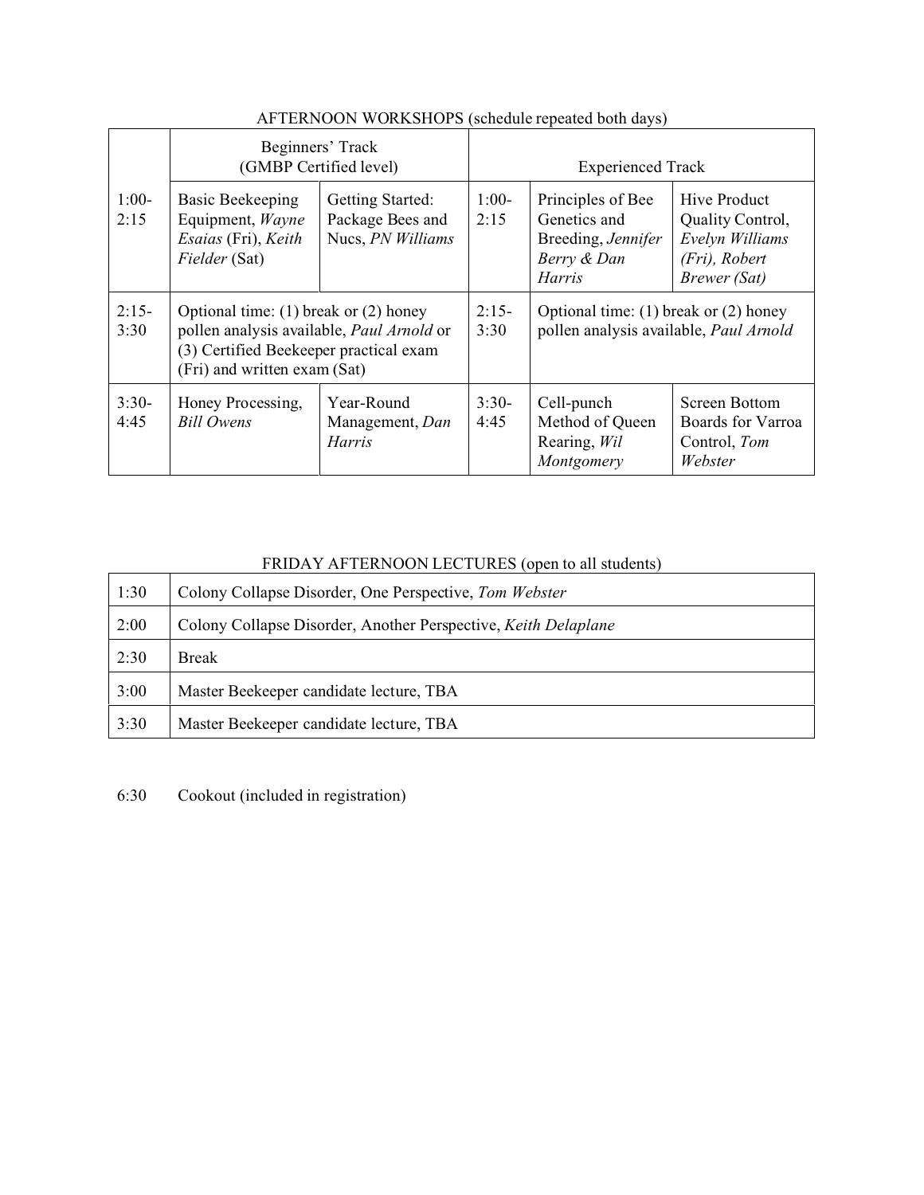AFTERNOON WORKSHOPS (schedule repeated both days)

| | Beginners' Track (GMBP Certified level) | | | Experienced Track | |
|---|---|---|---|---|---|
| 1:00-2:15 | Basic Beekeeping Equipment, *Wayne Esaias* (Fri), *Keith Fielder* (Sat) | Getting Started: Package Bees and Nucs, *PN Williams* | 1:00-2:15 | Principles of Bee Genetics and Breeding, *Jennifer Berry & Dan Harris* | Hive Product Quality Control, *Evelyn Williams (Fri), Robert Brewer (Sat)* |
| 2:15-3:30 | Optional time: (1) break or (2) honey pollen analysis available, *Paul Arnold* or (3) Certified Beekeeper practical exam (Fri) and written exam (Sat) | | 2:15-3:30 | Optional time: (1) break or (2) honey pollen analysis available, *Paul Arnold* | |
| 3:30-4:45 | Honey Processing, *Bill Owens* | Year-Round Management, *Dan Harris* | 3:30-4:45 | Cell-punch Method of Queen Rearing, *Wil Montgomery* | Screen Bottom Boards for Varroa Control, *Tom Webster* |

FRIDAY AFTERNOON LECTURES (open to all students)

| | |
|---|---|
| 1:30 | Colony Collapse Disorder, One Perspective, *Tom Webster* |
| 2:00 | Colony Collapse Disorder, Another Perspective, *Keith Delaplane* |
| 2:30 | Break |
| 3:00 | Master Beekeeper candidate lecture, TBA |
| 3:30 | Master Beekeeper candidate lecture, TBA |

6:30 Cookout (included in registration)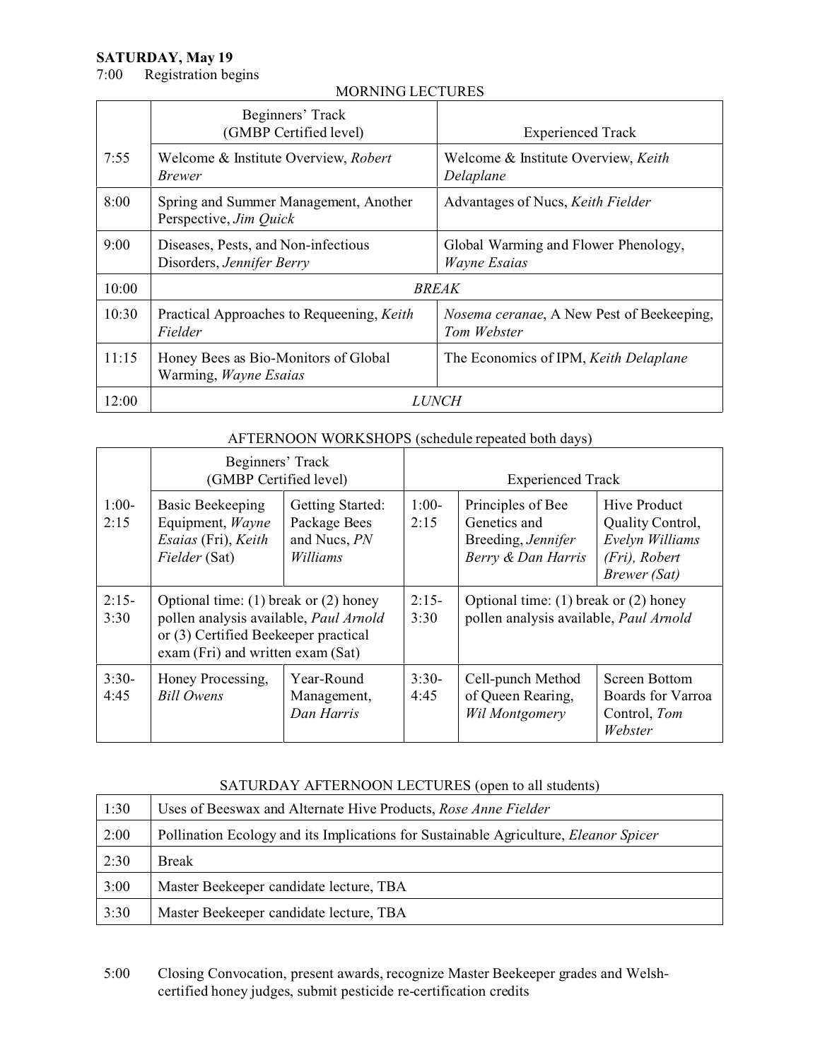**SATURDAY, May 19**

7:00 Registration begins

MORNING LECTURES

| | Beginners' Track (GMBP Certified level) | Experienced Track |
|---|---|---|
| 7:55 | Welcome & Institute Overview, *Robert Brewer* | Welcome & Institute Overview, *Keith Delaplane* |
| 8:00 | Spring and Summer Management, Another Perspective, *Jim Quick* | Advantages of Nucs, *Keith Fielder* |
| 9:00 | Diseases, Pests, and Non-infectious Disorders, *Jennifer Berry* | Global Warming and Flower Phenology, *Wayne Esaias* |
| 10:00 | *BREAK* | |
| 10:30 | Practical Approaches to Requeening, *Keith Fielder* | *Nosema ceranae*, A New Pest of Beekeeping, *Tom Webster* |
| 11:15 | Honey Bees as Bio-Monitors of Global Warming, *Wayne Esaias* | The Economics of IPM, *Keith Delaplane* |
| 12:00 | *LUNCH* | |

AFTERNOON WORKSHOPS (schedule repeated both days)

| | Beginners' Track (GMBP Certified level) | | | Experienced Track | |
|---|---|---|---|---|---|
| 1:00-2:15 | Basic Beekeeping Equipment, *Wayne Esaias* (Fri), *Keith Fielder* (Sat) | Getting Started: Package Bees and Nucs, *PN Williams* | 1:00-2:15 | Principles of Bee Genetics and Breeding, *Jennifer Berry & Dan Harris* | Hive Product Quality Control, *Evelyn Williams (Fri), Robert Brewer (Sat)* |
| 2:15-3:30 | Optional time: (1) break or (2) honey pollen analysis available, *Paul Arnold* or (3) Certified Beekeeper practical exam (Fri) and written exam (Sat) | | 2:15-3:30 | Optional time: (1) break or (2) honey pollen analysis available, *Paul Arnold* | |
| 3:30-4:45 | Honey Processing, *Bill Owens* | Year-Round Management, *Dan Harris* | 3:30-4:45 | Cell-punch Method of Queen Rearing, *Wil Montgomery* | Screen Bottom Boards for Varroa Control, *Tom Webster* |

SATURDAY AFTERNOON LECTURES (open to all students)

| | |
|---|---|
| 1:30 | Uses of Beeswax and Alternate Hive Products, *Rose Anne Fielder* |
| 2:00 | Pollination Ecology and its Implications for Sustainable Agriculture, *Eleanor Spicer* |
| 2:30 | Break |
| 3:00 | Master Beekeeper candidate lecture, TBA |
| 3:30 | Master Beekeeper candidate lecture, TBA |

5:00 Closing Convocation, present awards, recognize Master Beekeeper grades and Welsh-certified honey judges, submit pesticide re-certification credits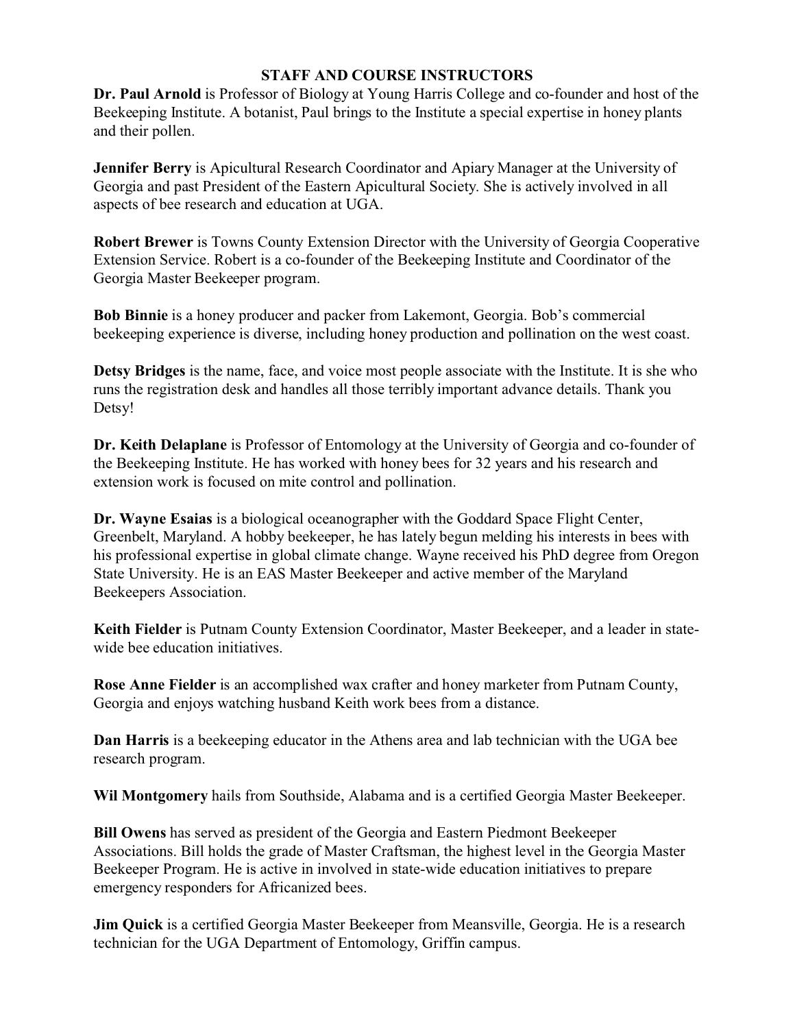## STAFF AND COURSE INSTRUCTORS

**Dr. Paul Arnold** is Professor of Biology at Young Harris College and co-founder and host of the Beekeeping Institute. A botanist, Paul brings to the Institute a special expertise in honey plants and their pollen.

**Jennifer Berry** is Apicultural Research Coordinator and Apiary Manager at the University of Georgia and past President of the Eastern Apicultural Society. She is actively involved in all aspects of bee research and education at UGA.

**Robert Brewer** is Towns County Extension Director with the University of Georgia Cooperative Extension Service. Robert is a co-founder of the Beekeeping Institute and Coordinator of the Georgia Master Beekeeper program.

**Bob Binnie** is a honey producer and packer from Lakemont, Georgia. Bob's commercial beekeeping experience is diverse, including honey production and pollination on the west coast.

**Detsy Bridges** is the name, face, and voice most people associate with the Institute. It is she who runs the registration desk and handles all those terribly important advance details. Thank you Detsy!

**Dr. Keith Delaplane** is Professor of Entomology at the University of Georgia and co-founder of the Beekeeping Institute. He has worked with honey bees for 32 years and his research and extension work is focused on mite control and pollination.

**Dr. Wayne Esaias** is a biological oceanographer with the Goddard Space Flight Center, Greenbelt, Maryland. A hobby beekeeper, he has lately begun melding his interests in bees with his professional expertise in global climate change. Wayne received his PhD degree from Oregon State University. He is an EAS Master Beekeeper and active member of the Maryland Beekeepers Association.

**Keith Fielder** is Putnam County Extension Coordinator, Master Beekeeper, and a leader in state-wide bee education initiatives.

**Rose Anne Fielder** is an accomplished wax crafter and honey marketer from Putnam County, Georgia and enjoys watching husband Keith work bees from a distance.

**Dan Harris** is a beekeeping educator in the Athens area and lab technician with the UGA bee research program.

**Wil Montgomery** hails from Southside, Alabama and is a certified Georgia Master Beekeeper.

**Bill Owens** has served as president of the Georgia and Eastern Piedmont Beekeeper Associations. Bill holds the grade of Master Craftsman, the highest level in the Georgia Master Beekeeper Program. He is active in involved in state-wide education initiatives to prepare emergency responders for Africanized bees.

**Jim Quick** is a certified Georgia Master Beekeeper from Meansville, Georgia. He is a research technician for the UGA Department of Entomology, Griffin campus.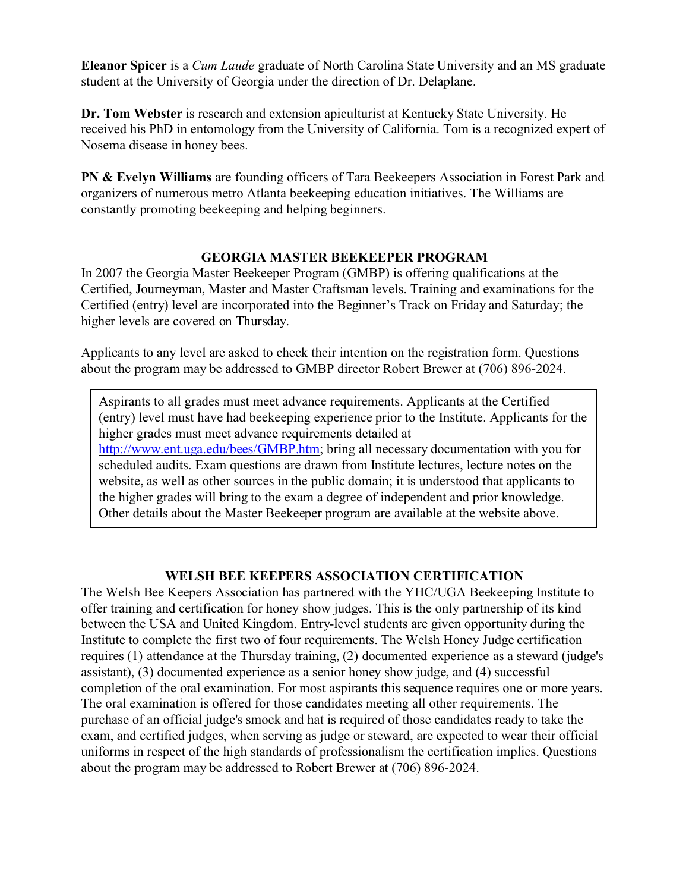**Eleanor Spicer** is a *Cum Laude* graduate of North Carolina State University and an MS graduate student at the University of Georgia under the direction of Dr. Delaplane.

**Dr. Tom Webster** is research and extension apiculturist at Kentucky State University. He received his PhD in entomology from the University of California. Tom is a recognized expert of Nosema disease in honey bees.

**PN & Evelyn Williams** are founding officers of Tara Beekeepers Association in Forest Park and organizers of numerous metro Atlanta beekeeping education initiatives. The Williams are constantly promoting beekeeping and helping beginners.

## GEORGIA MASTER BEEKEEPER PROGRAM

In 2007 the Georgia Master Beekeeper Program (GMBP) is offering qualifications at the Certified, Journeyman, Master and Master Craftsman levels. Training and examinations for the Certified (entry) level are incorporated into the Beginner's Track on Friday and Saturday; the higher levels are covered on Thursday.

Applicants to any level are asked to check their intention on the registration form. Questions about the program may be addressed to GMBP director Robert Brewer at (706) 896-2024.

> Aspirants to all grades must meet advance requirements. Applicants at the Certified (entry) level must have had beekeeping experience prior to the Institute. Applicants for the higher grades must meet advance requirements detailed at http://www.ent.uga.edu/bees/GMBP.htm; bring all necessary documentation with you for scheduled audits. Exam questions are drawn from Institute lectures, lecture notes on the website, as well as other sources in the public domain; it is understood that applicants to the higher grades will bring to the exam a degree of independent and prior knowledge. Other details about the Master Beekeeper program are available at the website above.

## WELSH BEE KEEPERS ASSOCIATION CERTIFICATION

The Welsh Bee Keepers Association has partnered with the YHC/UGA Beekeeping Institute to offer training and certification for honey show judges. This is the only partnership of its kind between the USA and United Kingdom. Entry-level students are given opportunity during the Institute to complete the first two of four requirements. The Welsh Honey Judge certification requires (1) attendance at the Thursday training, (2) documented experience as a steward (judge's assistant), (3) documented experience as a senior honey show judge, and (4) successful completion of the oral examination. For most aspirants this sequence requires one or more years. The oral examination is offered for those candidates meeting all other requirements. The purchase of an official judge's smock and hat is required of those candidates ready to take the exam, and certified judges, when serving as judge or steward, are expected to wear their official uniforms in respect of the high standards of professionalism the certification implies. Questions about the program may be addressed to Robert Brewer at (706) 896-2024.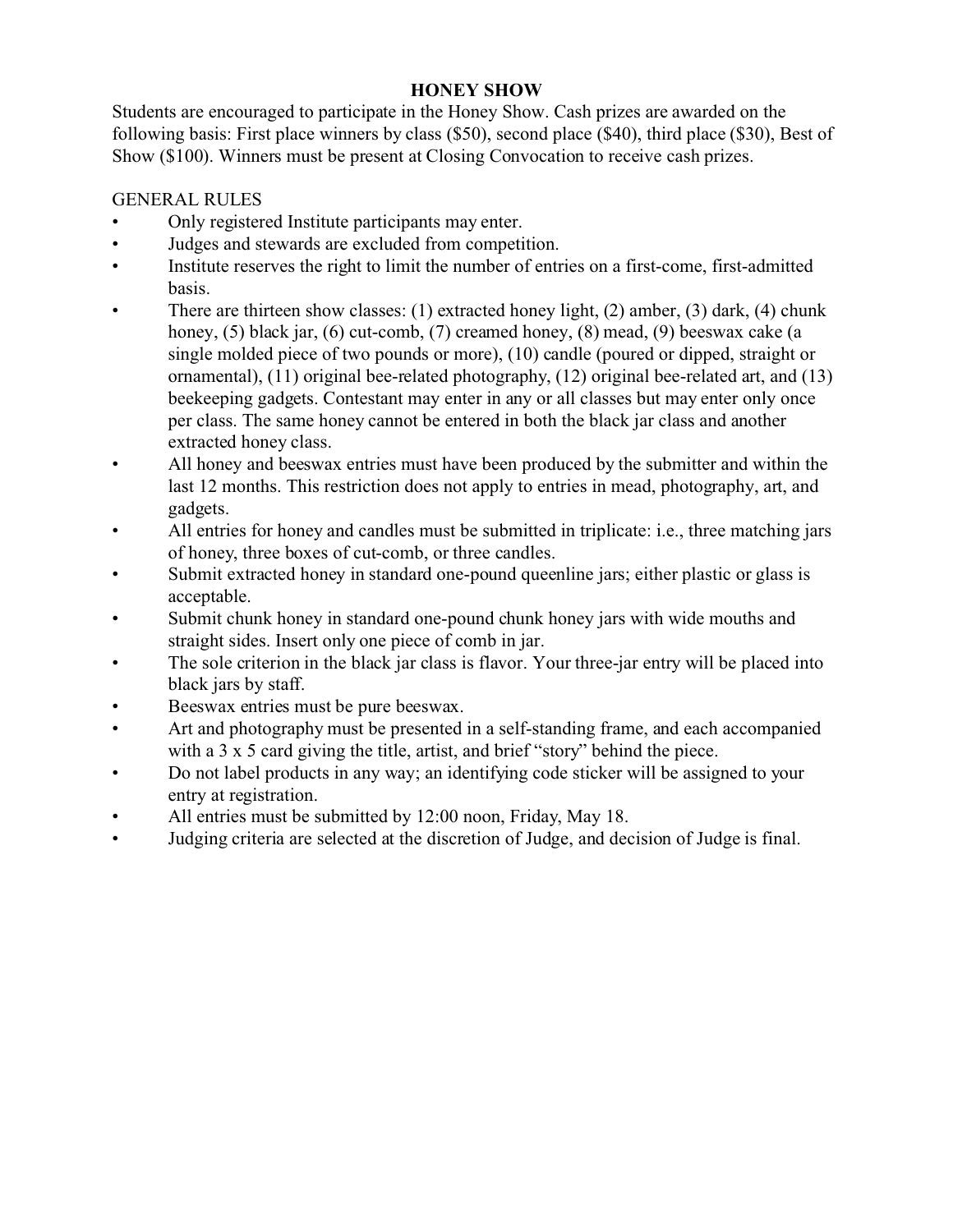# HONEY SHOW

Students are encouraged to participate in the Honey Show. Cash prizes are awarded on the following basis: First place winners by class ($50), second place ($40), third place ($30), Best of Show ($100). Winners must be present at Closing Convocation to receive cash prizes.

GENERAL RULES

- Only registered Institute participants may enter.
- Judges and stewards are excluded from competition.
- Institute reserves the right to limit the number of entries on a first-come, first-admitted basis.
- There are thirteen show classes: (1) extracted honey light, (2) amber, (3) dark, (4) chunk honey, (5) black jar, (6) cut-comb, (7) creamed honey, (8) mead, (9) beeswax cake (a single molded piece of two pounds or more), (10) candle (poured or dipped, straight or ornamental), (11) original bee-related photography, (12) original bee-related art, and (13) beekeeping gadgets. Contestant may enter in any or all classes but may enter only once per class. The same honey cannot be entered in both the black jar class and another extracted honey class.
- All honey and beeswax entries must have been produced by the submitter and within the last 12 months. This restriction does not apply to entries in mead, photography, art, and gadgets.
- All entries for honey and candles must be submitted in triplicate: i.e., three matching jars of honey, three boxes of cut-comb, or three candles.
- Submit extracted honey in standard one-pound queenline jars; either plastic or glass is acceptable.
- Submit chunk honey in standard one-pound chunk honey jars with wide mouths and straight sides. Insert only one piece of comb in jar.
- The sole criterion in the black jar class is flavor. Your three-jar entry will be placed into black jars by staff.
- Beeswax entries must be pure beeswax.
- Art and photography must be presented in a self-standing frame, and each accompanied with a 3 x 5 card giving the title, artist, and brief "story" behind the piece.
- Do not label products in any way; an identifying code sticker will be assigned to your entry at registration.
- All entries must be submitted by 12:00 noon, Friday, May 18.
- Judging criteria are selected at the discretion of Judge, and decision of Judge is final.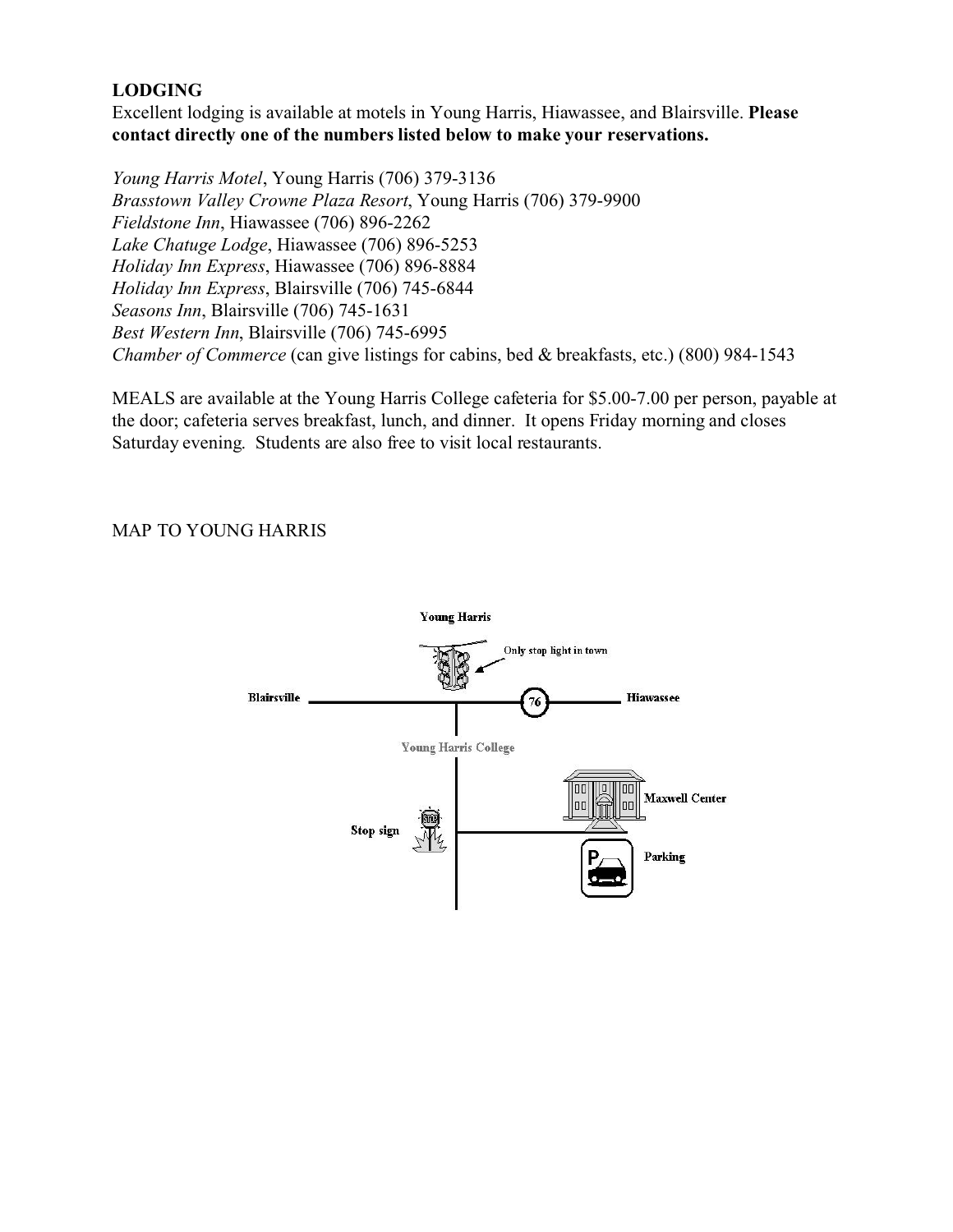**LODGING**

Excellent lodging is available at motels in Young Harris, Hiawassee, and Blairsville. **Please contact directly one of the numbers listed below to make your reservations.**

*Young Harris Motel*, Young Harris (706) 379-3136
*Brasstown Valley Crowne Plaza Resort*, Young Harris (706) 379-9900
*Fieldstone Inn*, Hiawassee (706) 896-2262
*Lake Chatuge Lodge*, Hiawassee (706) 896-5253
*Holiday Inn Express*, Hiawassee (706) 896-8884
*Holiday Inn Express*, Blairsville (706) 745-6844
*Seasons Inn*, Blairsville (706) 745-1631
*Best Western Inn*, Blairsville (706) 745-6995
*Chamber of Commerce* (can give listings for cabins, bed & breakfasts, etc.) (800) 984-1543

MEALS are available at the Young Harris College cafeteria for $5.00-7.00 per person, payable at the door; cafeteria serves breakfast, lunch, and dinner. It opens Friday morning and closes Saturday evening. Students are also free to visit local restaurants.

MAP TO YOUNG HARRIS

Young Harris

Only stop light in town

Blairsville

76

Hiawassee

Young Harris College

Maxwell Center

Stop sign

Parking